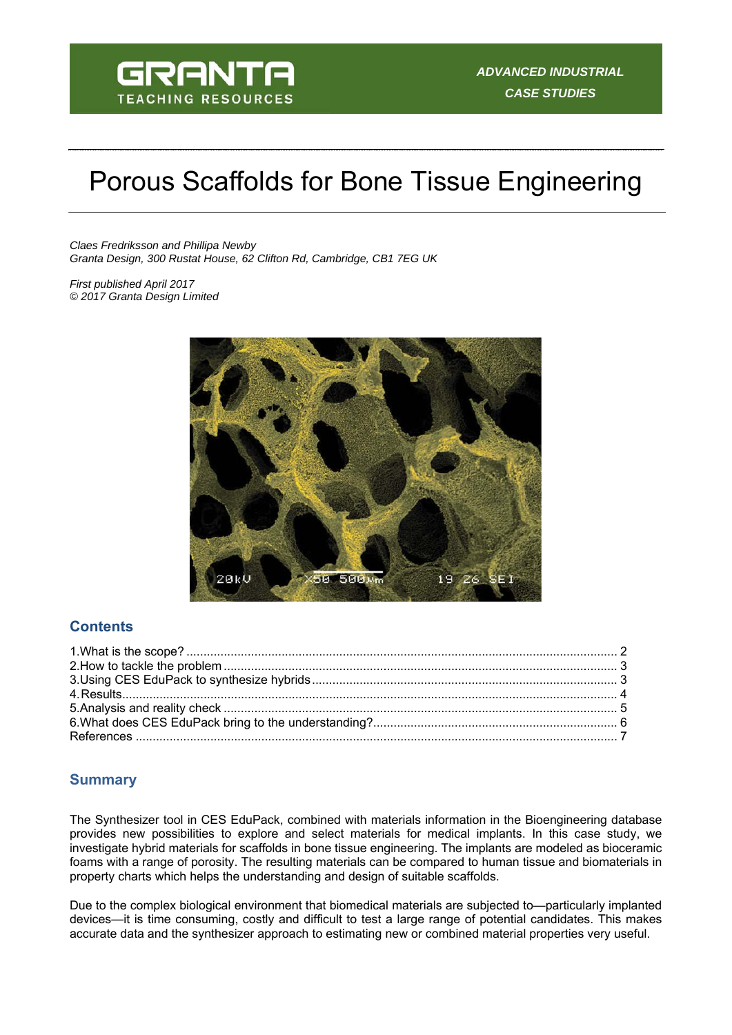GRANTA
TEACHING RESOURCES

*ADVANCED INDUSTRIAL CASE STUDIES*

# Porous Scaffolds for Bone Tissue Engineering

*Claes Fredriksson and Phillipa Newby*
*Granta Design, 300 Rustat House, 62 Clifton Rd, Cambridge, CB1 7EG UK*

*First published April 2017*
*© 2017 Granta Design Limited*

## Contents

1. What is the scope? .......... 2
2. How to tackle the problem .......... 3
3. Using CES EduPack to synthesize hybrids .......... 3
4. Results .......... 4
5. Analysis and reality check .......... 5
6. What does CES EduPack bring to the understanding? .......... 6

References .......... 7

## Summary

The Synthesizer tool in CES EduPack, combined with materials information in the Bioengineering database provides new possibilities to explore and select materials for medical implants. In this case study, we investigate hybrid materials for scaffolds in bone tissue engineering. The implants are modeled as bioceramic foams with a range of porosity. The resulting materials can be compared to human tissue and biomaterials in property charts which helps the understanding and design of suitable scaffolds.

Due to the complex biological environment that biomedical materials are subjected to—particularly implanted devices—it is time consuming, costly and difficult to test a large range of potential candidates. This makes accurate data and the synthesizer approach to estimating new or combined material properties very useful.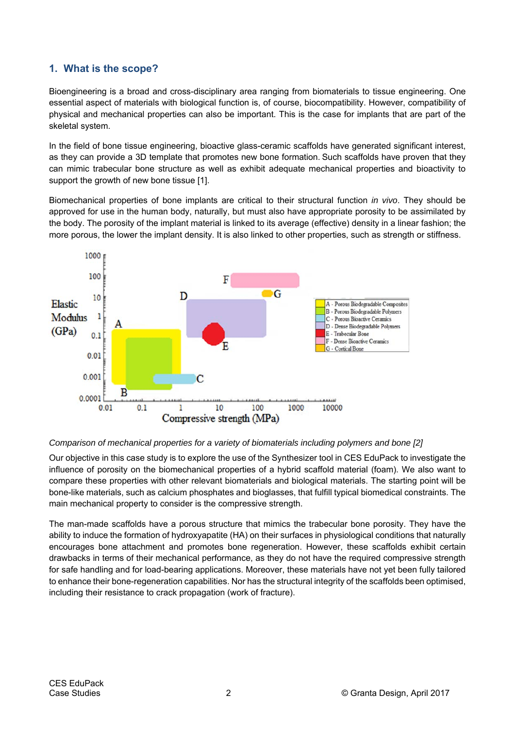## 1. What is the scope?

Bioengineering is a broad and cross-disciplinary area ranging from biomaterials to tissue engineering. One essential aspect of materials with biological function is, of course, biocompatibility. However, compatibility of physical and mechanical properties can also be important. This is the case for implants that are part of the skeletal system.

In the field of bone tissue engineering, bioactive glass-ceramic scaffolds have generated significant interest, as they can provide a 3D template that promotes new bone formation. Such scaffolds have proven that they can mimic trabecular bone structure as well as exhibit adequate mechanical properties and bioactivity to support the growth of new bone tissue [1].

Biomechanical properties of bone implants are critical to their structural function *in vivo*. They should be approved for use in the human body, naturally, but must also have appropriate porosity to be assimilated by the body. The porosity of the implant material is linked to its average (effective) density in a linear fashion; the more porous, the lower the implant density. It is also linked to other properties, such as strength or stiffness.

*Comparison of mechanical properties for a variety of biomaterials including polymers and bone [2]*

Our objective in this case study is to explore the use of the Synthesizer tool in CES EduPack to investigate the influence of porosity on the biomechanical properties of a hybrid scaffold material (foam). We also want to compare these properties with other relevant biomaterials and biological materials. The starting point will be bone-like materials, such as calcium phosphates and bioglasses, that fulfill typical biomedical constraints. The main mechanical property to consider is the compressive strength.

The man-made scaffolds have a porous structure that mimics the trabecular bone porosity. They have the ability to induce the formation of hydroxyapatite (HA) on their surfaces in physiological conditions that naturally encourages bone attachment and promotes bone regeneration. However, these scaffolds exhibit certain drawbacks in terms of their mechanical performance, as they do not have the required compressive strength for safe handling and for load-bearing applications. Moreover, these materials have not yet been fully tailored to enhance their bone-regeneration capabilities. Nor has the structural integrity of the scaffolds been optimised, including their resistance to crack propagation (work of fracture).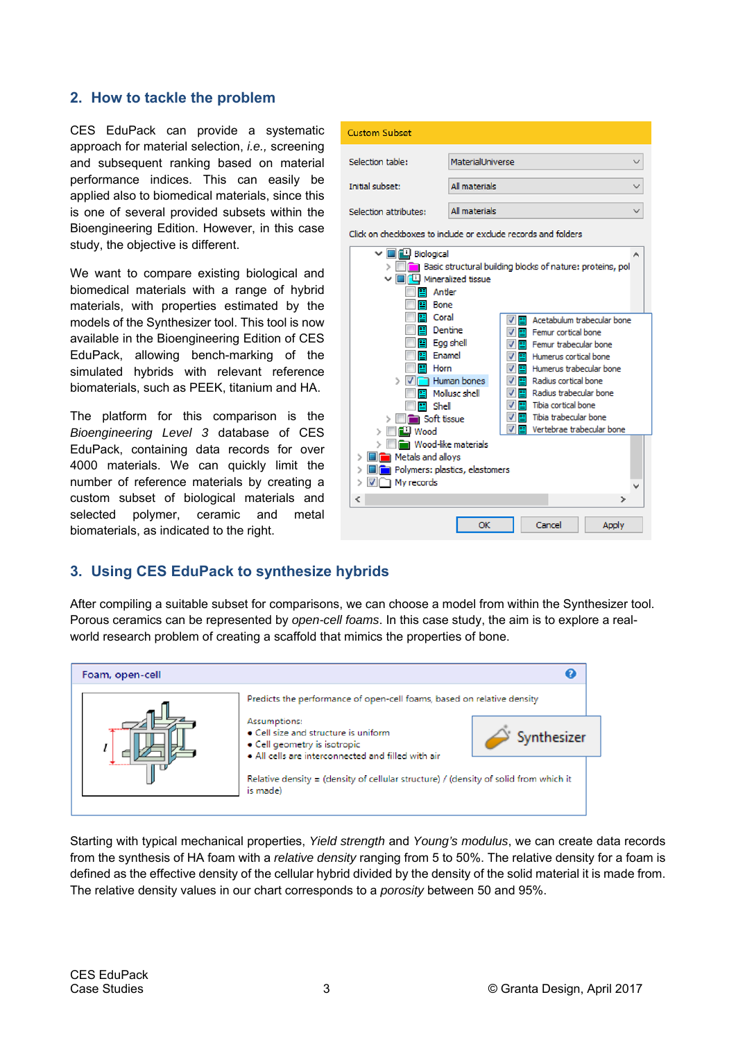## 2. How to tackle the problem

CES EduPack can provide a systematic approach for material selection, *i.e.,* screening and subsequent ranking based on material performance indices. This can easily be applied also to biomedical materials, since this is one of several provided subsets within the Bioengineering Edition. However, in this case study, the objective is different.

We want to compare existing biological and biomedical materials with a range of hybrid materials, with properties estimated by the models of the Synthesizer tool. This tool is now available in the Bioengineering Edition of CES EduPack, allowing bench-marking of the simulated hybrids with relevant reference biomaterials, such as PEEK, titanium and HA.

The platform for this comparison is the *Bioengineering Level 3* database of CES EduPack, containing data records for over 4000 materials. We can quickly limit the number of reference materials by creating a custom subset of biological materials and selected polymer, ceramic and metal biomaterials, as indicated to the right.

## 3. Using CES EduPack to synthesize hybrids

After compiling a suitable subset for comparisons, we can choose a model from within the Synthesizer tool. Porous ceramics can be represented by *open-cell foams*. In this case study, the aim is to explore a real-world research problem of creating a scaffold that mimics the properties of bone.

Starting with typical mechanical properties, *Yield strength* and *Young's modulus*, we can create data records from the synthesis of HA foam with a *relative density* ranging from 5 to 50%. The relative density for a foam is defined as the effective density of the cellular hybrid divided by the density of the solid material it is made from. The relative density values in our chart corresponds to a *porosity* between 50 and 95%.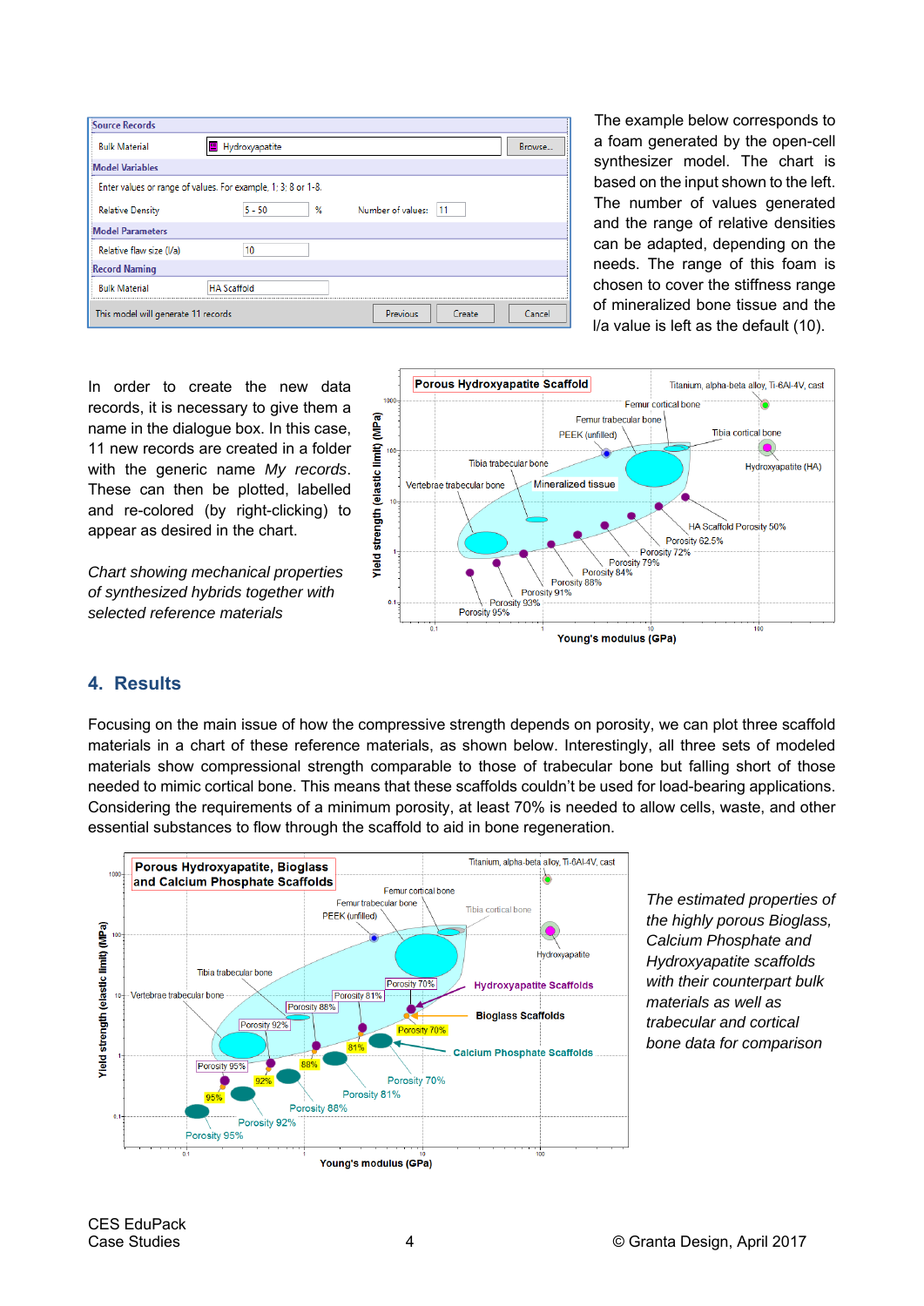The example below corresponds to a foam generated by the open-cell synthesizer model. The chart is based on the input shown to the left. The number of values generated and the range of relative densities can be adapted, depending on the needs. The range of this foam is chosen to cover the stiffness range of mineralized bone tissue and the l/a value is left as the default (10).

In order to create the new data records, it is necessary to give them a name in the dialogue box. In this case, 11 new records are created in a folder with the generic name *My records*. These can then be plotted, labelled and re-colored (by right-clicking) to appear as desired in the chart.

*Chart showing mechanical properties of synthesized hybrids together with selected reference materials*

## 4. Results

Focusing on the main issue of how the compressive strength depends on porosity, we can plot three scaffold materials in a chart of these reference materials, as shown below. Interestingly, all three sets of modeled materials show compressional strength comparable to those of trabecular bone but falling short of those needed to mimic cortical bone. This means that these scaffolds couldn't be used for load-bearing applications. Considering the requirements of a minimum porosity, at least 70% is needed to allow cells, waste, and other essential substances to flow through the scaffold to aid in bone regeneration.

*The estimated properties of the highly porous Bioglass, Calcium Phosphate and Hydroxyapatite scaffolds with their counterpart bulk materials as well as trabecular and cortical bone data for comparison*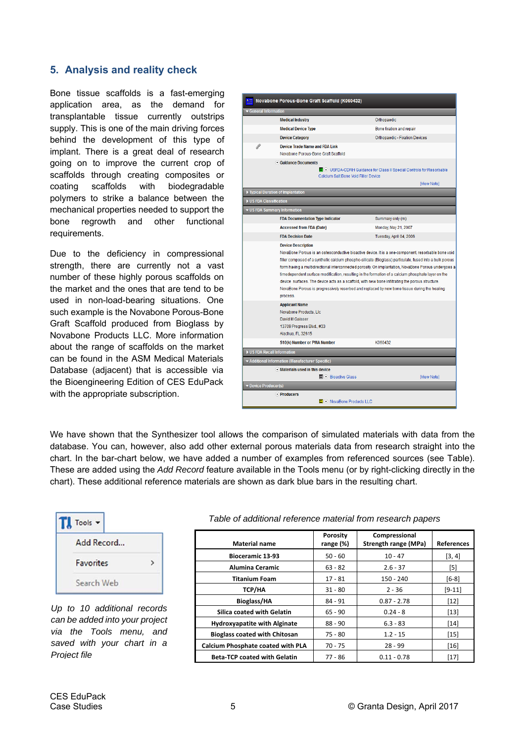## 5. Analysis and reality check

Bone tissue scaffolds is a fast-emerging application area, as the demand for transplantable tissue currently outstrips supply. This is one of the main driving forces behind the development of this type of implant. There is a great deal of research going on to improve the current crop of scaffolds through creating composites or coating scaffolds with biodegradable polymers to strike a balance between the mechanical properties needed to support the bone regrowth and other functional requirements.

Due to the deficiency in compressional strength, there are currently not a vast number of these highly porous scaffolds on the market and the ones that are tend to be used in non-load-bearing situations. One such example is the Novabone Porous-Bone Graft Scaffold produced from Bioglass by Novabone Products LLC. More information about the range of scaffolds on the market can be found in the ASM Medical Materials Database (adjacent) that is accessible via the Bioengineering Edition of CES EduPack with the appropriate subscription.

We have shown that the Synthesizer tool allows the comparison of simulated materials with data from the database. You can, however, also add other external porous materials data from research straight into the chart. In the bar-chart below, we have added a number of examples from referenced sources (see Table). These are added using the *Add Record* feature available in the Tools menu (or by right-clicking directly in the chart). These additional reference materials are shown as dark blue bars in the resulting chart.

*Up to 10 additional records can be added into your project via the Tools menu, and saved with your chart in a Project file*

*Table of additional reference material from research papers*

| Material name | Porosity range (%) | Compressional Strength range (MPa) | References |
|---|---|---|---|
| Bioceramic 13-93 | 50 - 60 | 10 - 47 | [3, 4] |
| Alumina Ceramic | 63 - 82 | 2.6 - 37 | [5] |
| Titanium Foam | 17 - 81 | 150 - 240 | [6-8] |
| TCP/HA | 31 - 80 | 2 - 36 | [9-11] |
| Bioglass/HA | 84 - 91 | 0.87 - 2.78 | [12] |
| Silica coated with Gelatin | 65 - 90 | 0.24 - 8 | [13] |
| Hydroxyapatite with Alginate | 88 - 90 | 6.3 - 83 | [14] |
| Bioglass coated with Chitosan | 75 - 80 | 1.2 - 15 | [15] |
| Calcium Phosphate coated with PLA | 70 - 75 | 28 - 99 | [16] |
| Beta-TCP coated with Gelatin | 77 - 86 | 0.11 - 0.78 | [17] |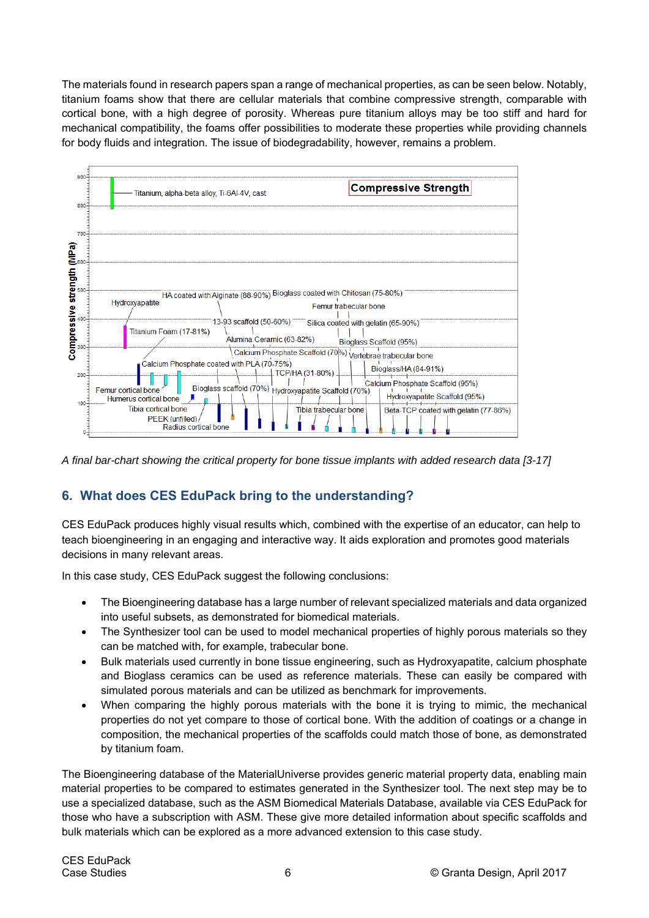The materials found in research papers span a range of mechanical properties, as can be seen below. Notably, titanium foams show that there are cellular materials that combine compressive strength, comparable with cortical bone, with a high degree of porosity. Whereas pure titanium alloys may be too stiff and hard for mechanical compatibility, the foams offer possibilities to moderate these properties while providing channels for body fluids and integration. The issue of biodegradability, however, remains a problem.

*A final bar-chart showing the critical property for bone tissue implants with added research data [3-17]*

## 6. What does CES EduPack bring to the understanding?

CES EduPack produces highly visual results which, combined with the expertise of an educator, can help to teach bioengineering in an engaging and interactive way. It aids exploration and promotes good materials decisions in many relevant areas.

In this case study, CES EduPack suggest the following conclusions:

- The Bioengineering database has a large number of relevant specialized materials and data organized into useful subsets, as demonstrated for biomedical materials.
- The Synthesizer tool can be used to model mechanical properties of highly porous materials so they can be matched with, for example, trabecular bone.
- Bulk materials used currently in bone tissue engineering, such as Hydroxyapatite, calcium phosphate and Bioglass ceramics can be used as reference materials. These can easily be compared with simulated porous materials and can be utilized as benchmark for improvements.
- When comparing the highly porous materials with the bone it is trying to mimic, the mechanical properties do not yet compare to those of cortical bone. With the addition of coatings or a change in composition, the mechanical properties of the scaffolds could match those of bone, as demonstrated by titanium foam.

The Bioengineering database of the MaterialUniverse provides generic material property data, enabling main material properties to be compared to estimates generated in the Synthesizer tool. The next step may be to use a specialized database, such as the ASM Biomedical Materials Database, available via CES EduPack for those who have a subscription with ASM. These give more detailed information about specific scaffolds and bulk materials which can be explored as a more advanced extension to this case study.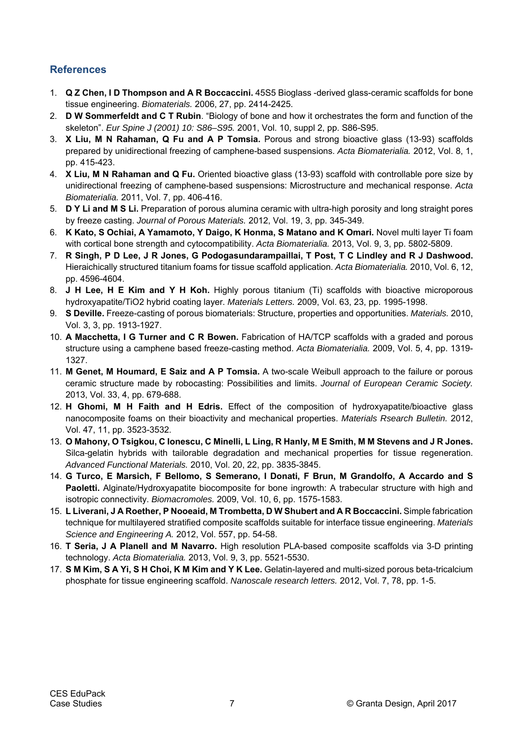## References

1. **Q Z Chen, I D Thompson and A R Boccaccini.** 45S5 Bioglass -derived glass-ceramic scaffolds for bone tissue engineering. *Biomaterials.* 2006, 27, pp. 2414-2425.
2. **D W Sommerfeldt and C T Rubin**. "Biology of bone and how it orchestrates the form and function of the skeleton". *Eur Spine J (2001) 10: S86–S95.* 2001, Vol. 10, suppl 2, pp. S86-S95.
3. **X Liu, M N Rahaman, Q Fu and A P Tomsia.** Porous and strong bioactive glass (13-93) scaffolds prepared by unidirectional freezing of camphene-based suspensions. *Acta Biomaterialia.* 2012, Vol. 8, 1, pp. 415-423.
4. **X Liu, M N Rahaman and Q Fu.** Oriented bioactive glass (13-93) scaffold with controllable pore size by unidirectional freezing of camphene-based suspensions: Microstructure and mechanical response. *Acta Biomaterialia.* 2011, Vol. 7, pp. 406-416.
5. **D Y Li and M S Li.** Preparation of porous alumina ceramic with ultra-high porosity and long straight pores by freeze casting. *Journal of Porous Materials.* 2012, Vol. 19, 3, pp. 345-349.
6. **K Kato, S Ochiai, A Yamamoto, Y Daigo, K Honma, S Matano and K Omari.** Novel multi layer Ti foam with cortical bone strength and cytocompatibility. *Acta Biomaterialia.* 2013, Vol. 9, 3, pp. 5802-5809.
7. **R Singh, P D Lee, J R Jones, G Podogasundarampaillai, T Post, T C Lindley and R J Dashwood.** Hieraichically structured titanium foams for tissue scaffold application. *Acta Biomaterialia.* 2010, Vol. 6, 12, pp. 4596-4604.
8. **J H Lee, H E Kim and Y H Koh.** Highly porous titanium (Ti) scaffolds with bioactive microporous hydroxyapatite/TiO2 hybrid coating layer. *Materials Letters.* 2009, Vol. 63, 23, pp. 1995-1998.
9. **S Deville.** Freeze-casting of porous biomaterials: Structure, properties and opportunities. *Materials.* 2010, Vol. 3, 3, pp. 1913-1927.
10. **A Macchetta, I G Turner and C R Bowen.** Fabrication of HA/TCP scaffolds with a graded and porous structure using a camphene based freeze-casting method. *Acta Biomaterialia.* 2009, Vol. 5, 4, pp. 1319-1327.
11. **M Genet, M Houmard, E Saiz and A P Tomsia.** A two-scale Weibull approach to the failure or porous ceramic structure made by robocasting: Possibilities and limits. *Journal of European Ceramic Society.* 2013, Vol. 33, 4, pp. 679-688.
12. **H Ghomi, M H Faith and H Edris.** Effect of the composition of hydroxyapatite/bioactive glass nanocomposite foams on their bioactivity and mechanical properties. *Materials Rsearch Bulletin.* 2012, Vol. 47, 11, pp. 3523-3532.
13. **O Mahony, O Tsigkou, C Ionescu, C Minelli, L Ling, R Hanly, M E Smith, M M Stevens and J R Jones.** Silca-gelatin hybrids with tailorable degradation and mechanical properties for tissue regeneration. *Advanced Functional Materials.* 2010, Vol. 20, 22, pp. 3835-3845.
14. **G Turco, E Marsich, F Bellomo, S Semerano, I Donati, F Brun, M Grandolfo, A Accardo and S Paoletti.** Alginate/Hydroxyapatite biocomposite for bone ingrowth: A trabecular structure with high and isotropic connectivity. *Biomacromoles.* 2009, Vol. 10, 6, pp. 1575-1583.
15. **L Liverani, J A Roether, P Nooeaid, M Trombetta, D W Shubert and A R Boccaccini.** Simple fabrication technique for multilayered stratified composite scaffolds suitable for interface tissue engineering. *Materials Science and Engineering A.* 2012, Vol. 557, pp. 54-58.
16. **T Seria, J A Planell and M Navarro.** High resolution PLA-based composite scaffolds via 3-D printing technology. *Acta Biomaterialia.* 2013, Vol. 9, 3, pp. 5521-5530.
17. **S M Kim, S A Yi, S H Choi, K M Kim and Y K Lee.** Gelatin-layered and multi-sized porous beta-tricalcium phosphate for tissue engineering scaffold. *Nanoscale research letters.* 2012, Vol. 7, 78, pp. 1-5.